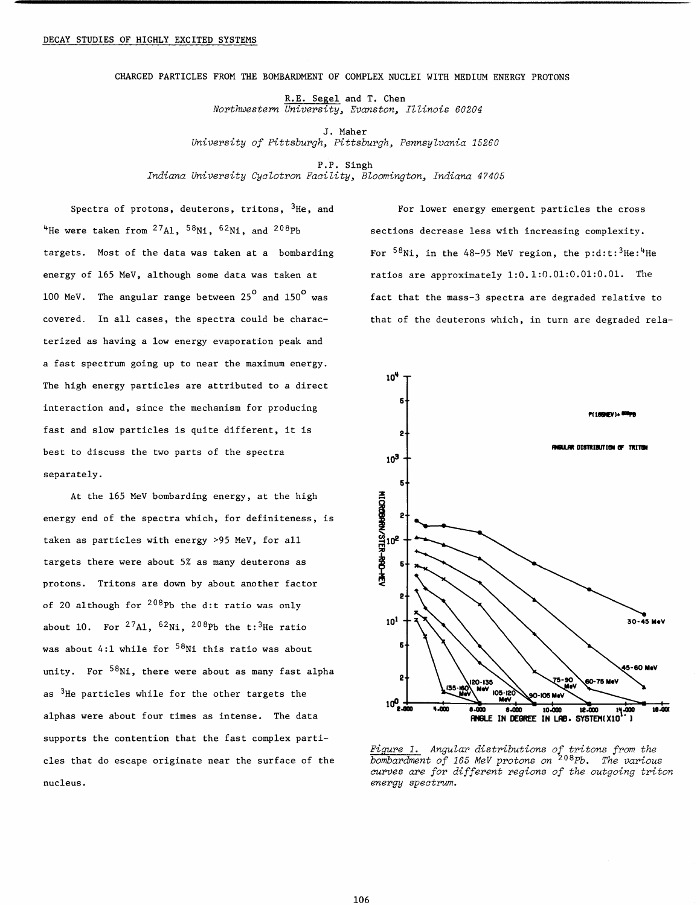DECAY STUDIES OF HIGHLY EXCITED SYSTEMS

# CHARGED PARTICLES FROM THE BOMBARDMENT OF COMPLEX NUCLEI WITH MEDIUM ENERGY PROTONS

R.E. Segel and T. Chen
*Northwestern University, Evanston, Illinois 60204*

J. Maher
*University of Pittsburgh, Pittsburgh, Pennsylvania 15260*

P.P. Singh
*Indiana University Cyclotron Facility, Bloomington, Indiana 47405*

Spectra of protons, deuterons, tritons, $^{3}$He, and $^{4}$He were taken from $^{27}$Al, $^{58}$Ni, $^{62}$Ni, and $^{208}$Pb targets. Most of the data was taken at a bombarding energy of 165 MeV, although some data was taken at 100 MeV. The angular range between 25$^{o}$ and 150$^{o}$ was covered. In all cases, the spectra could be characterized as having a low energy evaporation peak and a fast spectrum going up to near the maximum energy. The high energy particles are attributed to a direct interaction and, since the mechanism for producing fast and slow particles is quite different, it is best to discuss the two parts of the spectra separately.

At the 165 MeV bombarding energy, at the high energy end of the spectra which, for definiteness, is taken as particles with energy >95 MeV, for all targets there were about 5% as many deuterons as protons. Tritons are down by about another factor of 20 although for $^{208}$Pb the d:t ratio was only about 10. For $^{27}$Al, $^{62}$Ni, $^{208}$Pb the t:$^{3}$He ratio was about 4:1 while for $^{58}$Ni this ratio was about unity. For $^{58}$Ni, there were about as many fast alpha as $^{3}$He particles while for the other targets the alphas were about four times as intense. The data supports the contention that the fast complex particles that do escape originate near the surface of the nucleus.

For lower energy emergent particles the cross sections decrease less with increasing complexity. For $^{58}$Ni, in the 48-95 MeV region, the p:d:t:$^{3}$He:$^{4}$He ratios are approximately 1:0.1:0.01:0.01:0.01. The fact that the mass-3 spectra are degraded relative to that of the deuterons which, in turn are degraded rela-

*Figure 1. Angular distributions of tritons from the bombardment of 165 MeV protons on $^{208}$Pb. The various curves are for different regions of the outgoing triton energy spectrum.*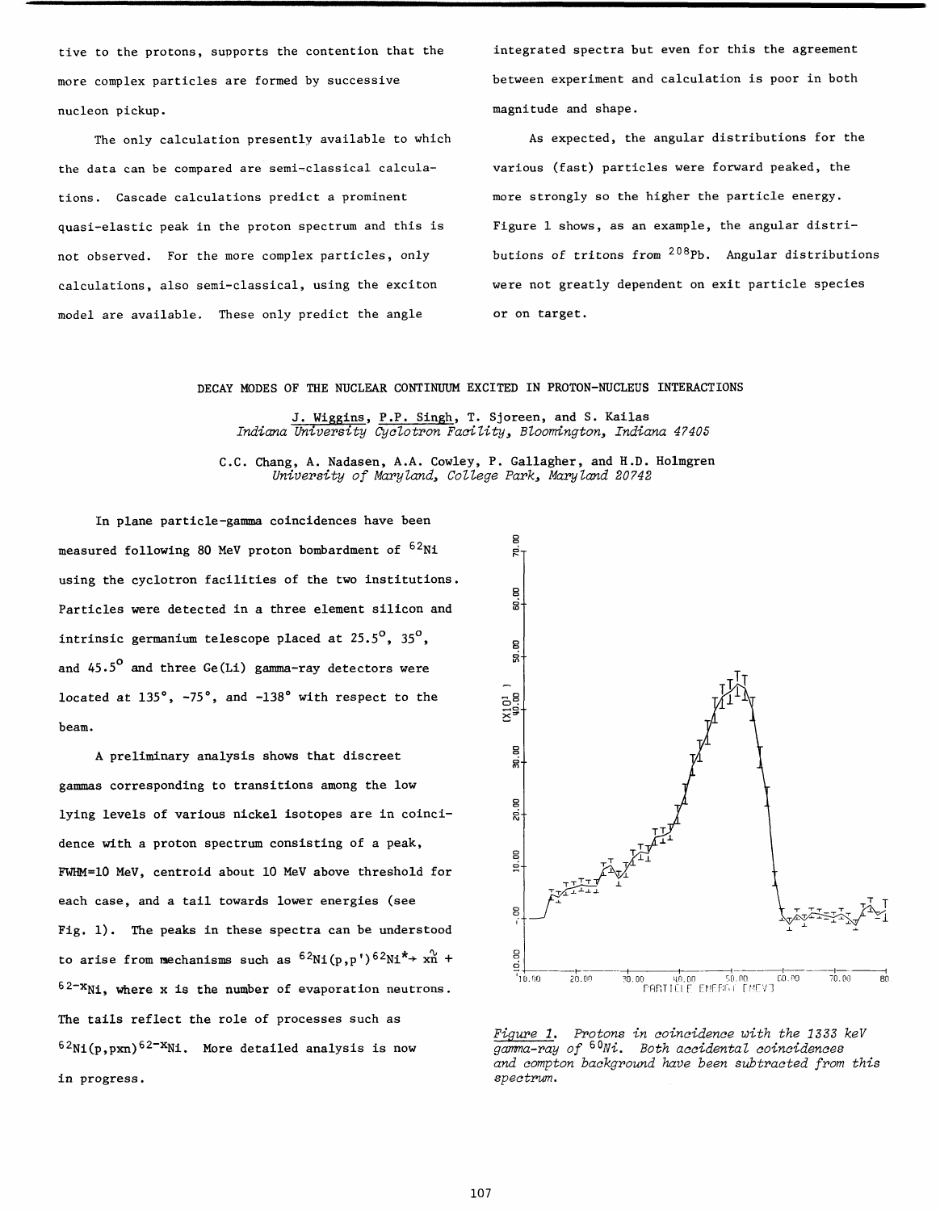tive to the protons, supports the contention that the more complex particles are formed by successive nucleon pickup.

The only calculation presently available to which the data can be compared are semi-classical calculations. Cascade calculations predict a prominent quasi-elastic peak in the proton spectrum and this is not observed. For the more complex particles, only calculations, also semi-classical, using the exciton model are available. These only predict the angle integrated spectra but even for this the agreement between experiment and calculation is poor in both magnitude and shape.

As expected, the angular distributions for the various (fast) particles were forward peaked, the more strongly so the higher the particle energy. Figure 1 shows, as an example, the angular distributions of tritons from $^{208}Pb$. Angular distributions were not greatly dependent on exit particle species or on target.

## DECAY MODES OF THE NUCLEAR CONTINUUM EXCITED IN PROTON-NUCLEUS INTERACTIONS

J. Wiggins, P.P. Singh, T. Sjoreen, and S. Kailas
*Indiana University Cyclotron Facility, Bloomington, Indiana 47405*

C.C. Chang, A. Nadasen, A.A. Cowley, P. Gallagher, and H.D. Holmgren
*University of Maryland, College Park, Maryland 20742*

In plane particle-gamma coincidences have been measured following 80 MeV proton bombardment of $^{62}Ni$ using the cyclotron facilities of the two institutions. Particles were detected in a three element silicon and intrinsic germanium telescope placed at 25.5°, 35°, and 45.5° and three Ge(Li) gamma-ray detectors were located at 135°, -75°, and -138° with respect to the beam.

A preliminary analysis shows that discreet gammas corresponding to transitions among the low lying levels of various nickel isotopes are in coincidence with a proton spectrum consisting of a peak, FWHM=10 MeV, centroid about 10 MeV above threshold for each case, and a tail towards lower energies (see Fig. 1). The peaks in these spectra can be understood to arise from mechanisms such as $^{62}Ni(p,p')^{62}Ni^{*} \rightarrow x\tilde{n} + {}^{62-x}Ni$, where x is the number of evaporation neutrons. The tails reflect the role of processes such as $^{62}Ni(p,pxn)^{62-x}Ni$. More detailed analysis is now in progress.

(X10$^{1}$ )
70.00
60.00
50.00
40.00
30.00
20.00
10.00
.00
-10.00
10.00 20.00 30.00 40.00 50.00 60.00 70.00 80
PARTICLE ENERGY [MEV]

*Figure 1. Protons in coincidence with the 1333 keV gamma-ray of $^{60}Ni$. Both accidental coincidences and compton background have been subtracted from this spectrum.*